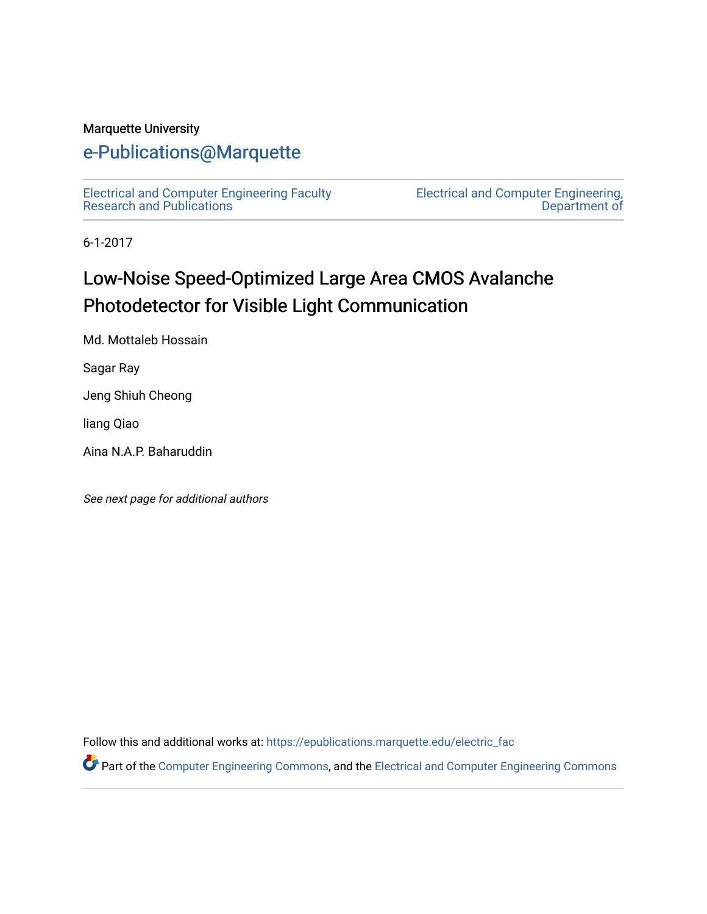Marquette University

# e-Publications@Marquette

Electrical and Computer Engineering Faculty Research and Publications

Electrical and Computer Engineering, Department of

6-1-2017

## Low-Noise Speed-Optimized Large Area CMOS Avalanche Photodetector for Visible Light Communication

Md. Mottaleb Hossain

Sagar Ray

Jeng Shiuh Cheong

liang Qiao

Aina N.A.P. Baharuddin

*See next page for additional authors*

Follow this and additional works at: https://epublications.marquette.edu/electric_fac

Part of the Computer Engineering Commons, and the Electrical and Computer Engineering Commons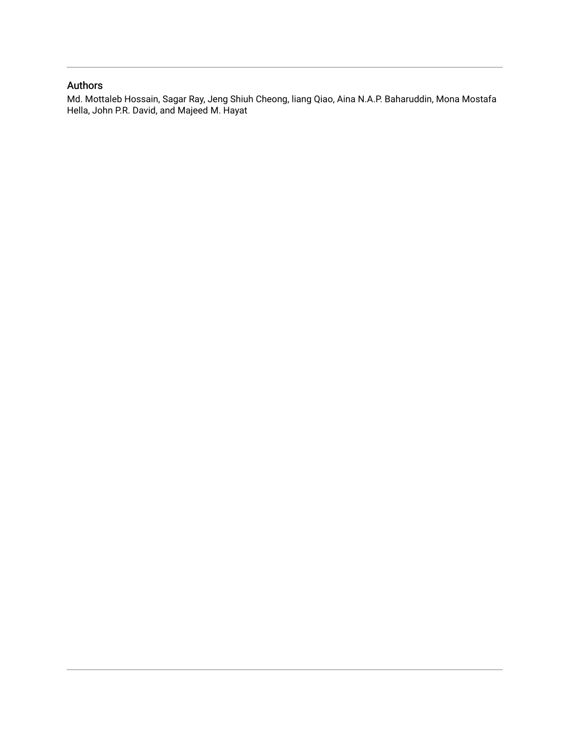## Authors

Md. Mottaleb Hossain, Sagar Ray, Jeng Shiuh Cheong, liang Qiao, Aina N.A.P. Baharuddin, Mona Mostafa Hella, John P.R. David, and Majeed M. Hayat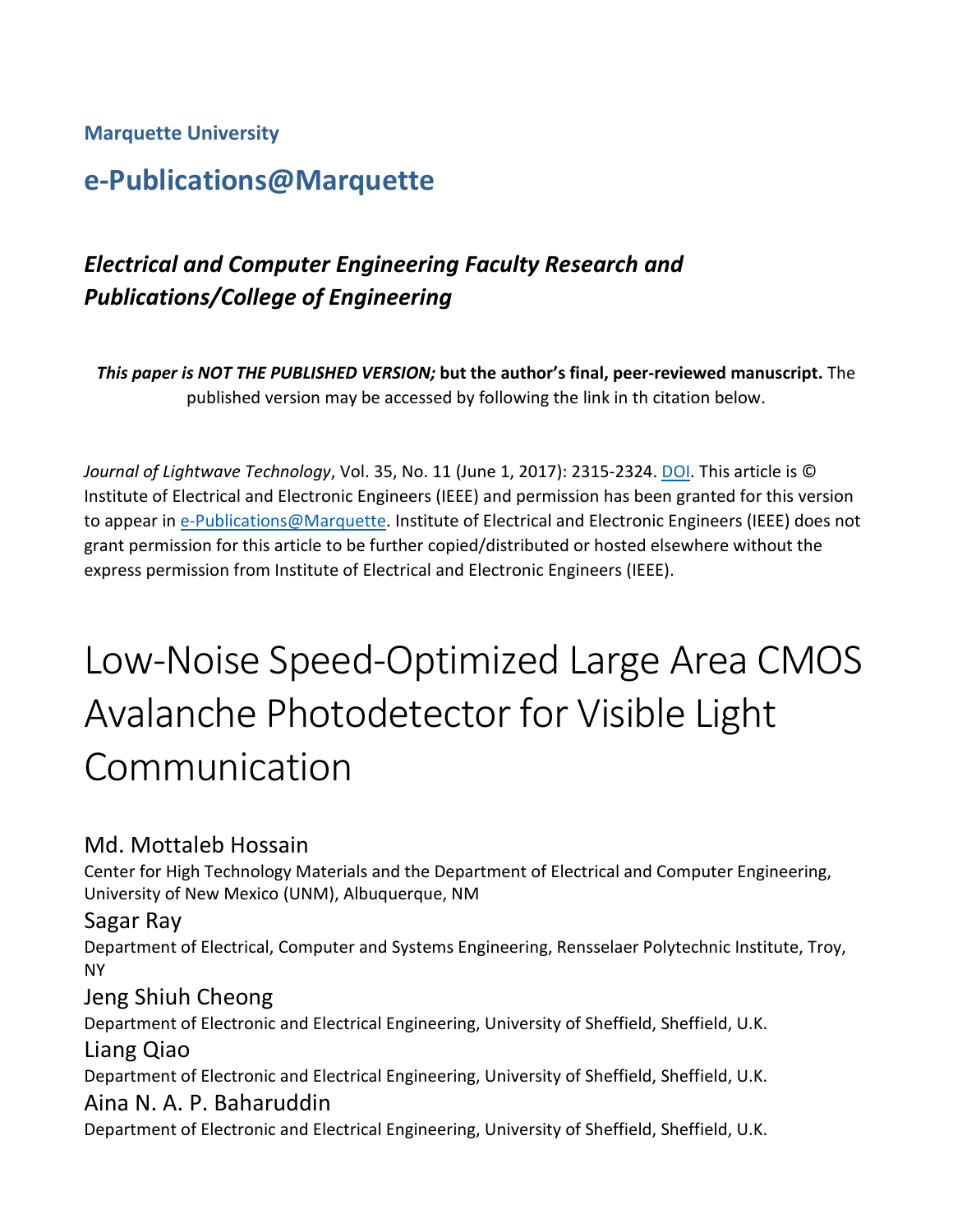**Marquette University**

## e-Publications@Marquette

### *Electrical and Computer Engineering Faculty Research and Publications/College of Engineering*

***This paper is NOT THE PUBLISHED VERSION;* but the author's final, peer-reviewed manuscript.** The published version may be accessed by following the link in th citation below.

*Journal of Lightwave Technology*, Vol. 35, No. 11 (June 1, 2017): 2315-2324. DOI. This article is © Institute of Electrical and Electronic Engineers (IEEE) and permission has been granted for this version to appear in e-Publications@Marquette. Institute of Electrical and Electronic Engineers (IEEE) does not grant permission for this article to be further copied/distributed or hosted elsewhere without the express permission from Institute of Electrical and Electronic Engineers (IEEE).

# Low-Noise Speed-Optimized Large Area CMOS Avalanche Photodetector for Visible Light Communication

Md. Mottaleb Hossain

Center for High Technology Materials and the Department of Electrical and Computer Engineering, University of New Mexico (UNM), Albuquerque, NM

Sagar Ray

Department of Electrical, Computer and Systems Engineering, Rensselaer Polytechnic Institute, Troy, NY

Jeng Shiuh Cheong

Department of Electronic and Electrical Engineering, University of Sheffield, Sheffield, U.K.

Liang Qiao

Department of Electronic and Electrical Engineering, University of Sheffield, Sheffield, U.K.

Aina N. A. P. Baharuddin

Department of Electronic and Electrical Engineering, University of Sheffield, Sheffield, U.K.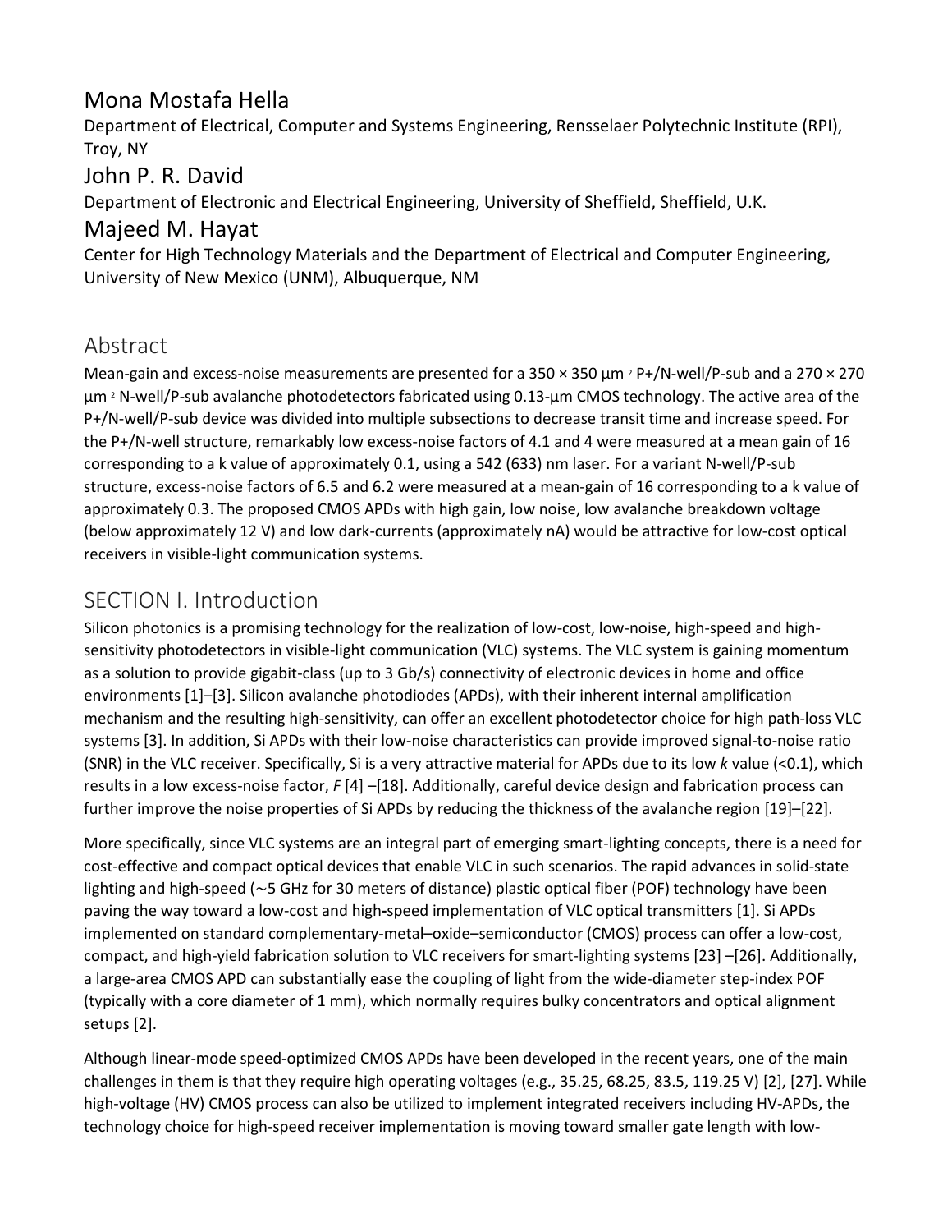## Mona Mostafa Hella

Department of Electrical, Computer and Systems Engineering, Rensselaer Polytechnic Institute (RPI), Troy, NY

## John P. R. David

Department of Electronic and Electrical Engineering, University of Sheffield, Sheffield, U.K.

## Majeed M. Hayat

Center for High Technology Materials and the Department of Electrical and Computer Engineering, University of New Mexico (UNM), Albuquerque, NM

# Abstract

Mean-gain and excess-noise measurements are presented for a 350 × 350 μm $^2$ P+/N-well/P-sub and a 270 × 270 μm $^2$ N-well/P-sub avalanche photodetectors fabricated using 0.13-μm CMOS technology. The active area of the P+/N-well/P-sub device was divided into multiple subsections to decrease transit time and increase speed. For the P+/N-well structure, remarkably low excess-noise factors of 4.1 and 4 were measured at a mean gain of 16 corresponding to a k value of approximately 0.1, using a 542 (633) nm laser. For a variant N-well/P-sub structure, excess-noise factors of 6.5 and 6.2 were measured at a mean-gain of 16 corresponding to a k value of approximately 0.3. The proposed CMOS APDs with high gain, low noise, low avalanche breakdown voltage (below approximately 12 V) and low dark-currents (approximately nA) would be attractive for low-cost optical receivers in visible-light communication systems.

# SECTION I. Introduction

Silicon photonics is a promising technology for the realization of low-cost, low-noise, high-speed and high-sensitivity photodetectors in visible-light communication (VLC) systems. The VLC system is gaining momentum as a solution to provide gigabit-class (up to 3 Gb/s) connectivity of electronic devices in home and office environments [1]–[3]. Silicon avalanche photodiodes (APDs), with their inherent internal amplification mechanism and the resulting high-sensitivity, can offer an excellent photodetector choice for high path-loss VLC systems [3]. In addition, Si APDs with their low-noise characteristics can provide improved signal-to-noise ratio (SNR) in the VLC receiver. Specifically, Si is a very attractive material for APDs due to its low *k* value (<0.1), which results in a low excess-noise factor, *F* [4] –[18]. Additionally, careful device design and fabrication process can further improve the noise properties of Si APDs by reducing the thickness of the avalanche region [19]–[22].

More specifically, since VLC systems are an integral part of emerging smart-lighting concepts, there is a need for cost-effective and compact optical devices that enable VLC in such scenarios. The rapid advances in solid-state lighting and high-speed (∼5 GHz for 30 meters of distance) plastic optical fiber (POF) technology have been paving the way toward a low-cost and high-speed implementation of VLC optical transmitters [1]. Si APDs implemented on standard complementary-metal–oxide–semiconductor (CMOS) process can offer a low-cost, compact, and high-yield fabrication solution to VLC receivers for smart-lighting systems [23] –[26]. Additionally, a large-area CMOS APD can substantially ease the coupling of light from the wide-diameter step-index POF (typically with a core diameter of 1 mm), which normally requires bulky concentrators and optical alignment setups [2].

Although linear-mode speed-optimized CMOS APDs have been developed in the recent years, one of the main challenges in them is that they require high operating voltages (e.g., 35.25, 68.25, 83.5, 119.25 V) [2], [27]. While high-voltage (HV) CMOS process can also be utilized to implement integrated receivers including HV-APDs, the technology choice for high-speed receiver implementation is moving toward smaller gate length with low-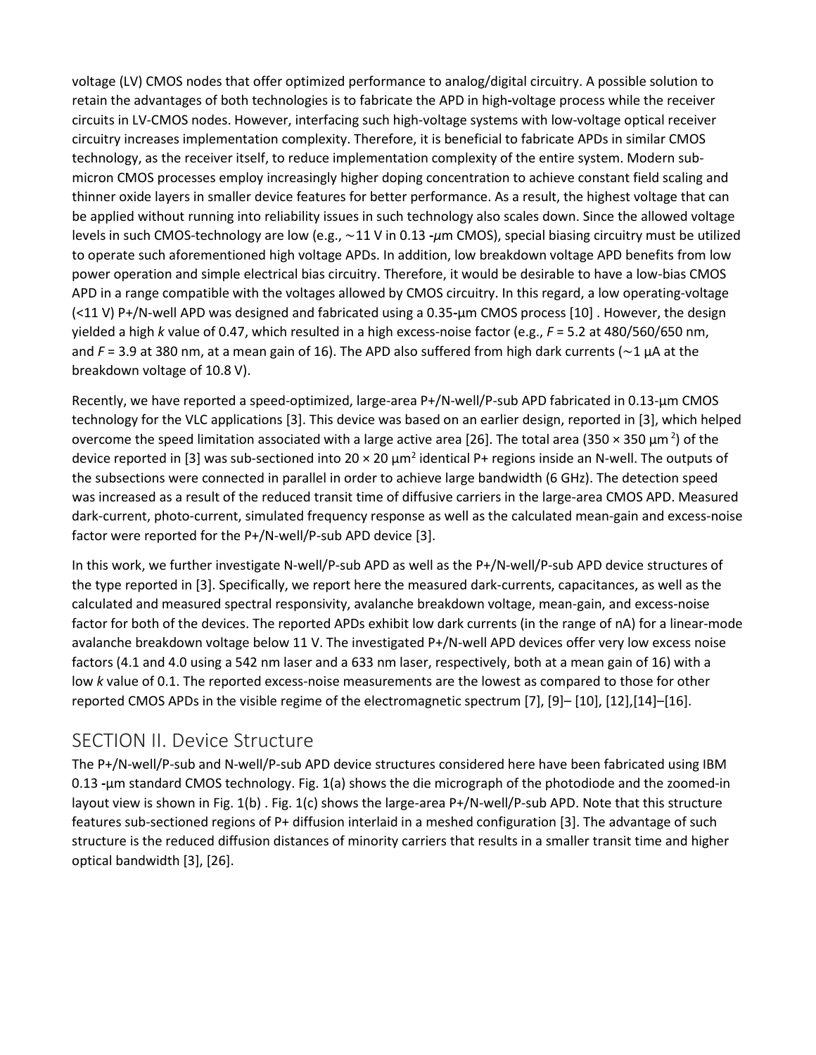voltage (LV) CMOS nodes that offer optimized performance to analog/digital circuitry. A possible solution to retain the advantages of both technologies is to fabricate the APD in high-voltage process while the receiver circuits in LV-CMOS nodes. However, interfacing such high-voltage systems with low-voltage optical receiver circuitry increases implementation complexity. Therefore, it is beneficial to fabricate APDs in similar CMOS technology, as the receiver itself, to reduce implementation complexity of the entire system. Modern sub-micron CMOS processes employ increasingly higher doping concentration to achieve constant field scaling and thinner oxide layers in smaller device features for better performance. As a result, the highest voltage that can be applied without running into reliability issues in such technology also scales down. Since the allowed voltage levels in such CMOS-technology are low (e.g., ∼11 V in 0.13 -$\mu$m CMOS), special biasing circuitry must be utilized to operate such aforementioned high voltage APDs. In addition, low breakdown voltage APD benefits from low power operation and simple electrical bias circuitry. Therefore, it would be desirable to have a low-bias CMOS APD in a range compatible with the voltages allowed by CMOS circuitry. In this regard, a low operating-voltage (<11 V) P+/N-well APD was designed and fabricated using a 0.35-μm CMOS process [10] . However, the design yielded a high $k$ value of 0.47, which resulted in a high excess-noise factor (e.g., $F$ = 5.2 at 480/560/650 nm, and $F$ = 3.9 at 380 nm, at a mean gain of 16). The APD also suffered from high dark currents (∼1 μA at the breakdown voltage of 10.8 V).

Recently, we have reported a speed-optimized, large-area P+/N-well/P-sub APD fabricated in 0.13-μm CMOS technology for the VLC applications [3]. This device was based on an earlier design, reported in [3], which helped overcome the speed limitation associated with a large active area [26]. The total area (350 × 350 μm$^2$) of the device reported in [3] was sub-sectioned into 20 × 20 μm$^2$ identical P+ regions inside an N-well. The outputs of the subsections were connected in parallel in order to achieve large bandwidth (6 GHz). The detection speed was increased as a result of the reduced transit time of diffusive carriers in the large-area CMOS APD. Measured dark-current, photo-current, simulated frequency response as well as the calculated mean-gain and excess-noise factor were reported for the P+/N-well/P-sub APD device [3].

In this work, we further investigate N-well/P-sub APD as well as the P+/N-well/P-sub APD device structures of the type reported in [3]. Specifically, we report here the measured dark-currents, capacitances, as well as the calculated and measured spectral responsivity, avalanche breakdown voltage, mean-gain, and excess-noise factor for both of the devices. The reported APDs exhibit low dark currents (in the range of nA) for a linear-mode avalanche breakdown voltage below 11 V. The investigated P+/N-well APD devices offer very low excess noise factors (4.1 and 4.0 using a 542 nm laser and a 633 nm laser, respectively, both at a mean gain of 16) with a low $k$ value of 0.1. The reported excess-noise measurements are the lowest as compared to those for other reported CMOS APDs in the visible regime of the electromagnetic spectrum [7], [9]– [10], [12],[14]–[16].

## SECTION II. Device Structure

The P+/N-well/P-sub and N-well/P-sub APD device structures considered here have been fabricated using IBM 0.13 -μm standard CMOS technology. Fig. 1(a) shows the die micrograph of the photodiode and the zoomed-in layout view is shown in Fig. 1(b) . Fig. 1(c) shows the large-area P+/N-well/P-sub APD. Note that this structure features sub-sectioned regions of P+ diffusion interlaid in a meshed configuration [3]. The advantage of such structure is the reduced diffusion distances of minority carriers that results in a smaller transit time and higher optical bandwidth [3], [26].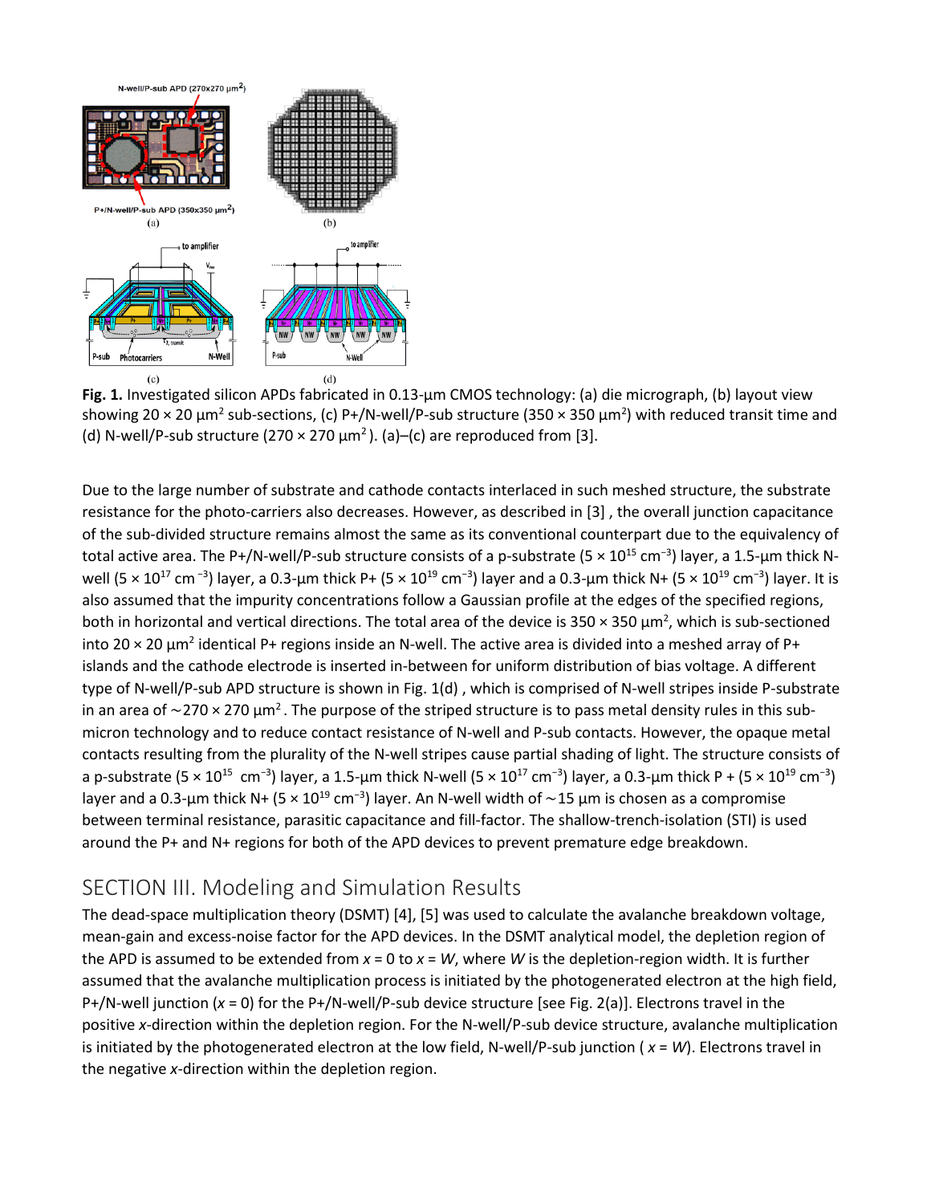**Fig. 1.** Investigated silicon APDs fabricated in 0.13-µm CMOS technology: (a) die micrograph, (b) layout view showing 20 × 20 µm$^2$ sub-sections, (c) P+/N-well/P-sub structure (350 × 350 µm$^2$) with reduced transit time and (d) N-well/P-sub structure (270 × 270 µm$^2$). (a)–(c) are reproduced from [3].

Due to the large number of substrate and cathode contacts interlaced in such meshed structure, the substrate resistance for the photo-carriers also decreases. However, as described in [3] , the overall junction capacitance of the sub-divided structure remains almost the same as its conventional counterpart due to the equivalency of total active area. The P+/N-well/P-sub structure consists of a p-substrate (5 × 10$^{15}$ cm$^{-3}$) layer, a 1.5-µm thick N-well (5 × 10$^{17}$ cm$^{-3}$) layer, a 0.3-µm thick P+ (5 × 10$^{19}$ cm$^{-3}$) layer and a 0.3-µm thick N+ (5 × 10$^{19}$ cm$^{-3}$) layer. It is also assumed that the impurity concentrations follow a Gaussian profile at the edges of the specified regions, both in horizontal and vertical directions. The total area of the device is 350 × 350 µm$^2$, which is sub-sectioned into 20 × 20 µm$^2$ identical P+ regions inside an N-well. The active area is divided into a meshed array of P+ islands and the cathode electrode is inserted in-between for uniform distribution of bias voltage. A different type of N-well/P-sub APD structure is shown in Fig. 1(d) , which is comprised of N-well stripes inside P-substrate in an area of ∼270 × 270 µm$^2$. The purpose of the striped structure is to pass metal density rules in this sub-micron technology and to reduce contact resistance of N-well and P-sub contacts. However, the opaque metal contacts resulting from the plurality of the N-well stripes cause partial shading of light. The structure consists of a p-substrate (5 × 10$^{15}$ cm$^{-3}$) layer, a 1.5-µm thick N-well (5 × 10$^{17}$ cm$^{-3}$) layer, a 0.3-µm thick P + (5 × 10$^{19}$ cm$^{-3}$) layer and a 0.3-µm thick N+ (5 × 10$^{19}$ cm$^{-3}$) layer. An N-well width of ∼15 µm is chosen as a compromise between terminal resistance, parasitic capacitance and fill-factor. The shallow-trench-isolation (STI) is used around the P+ and N+ regions for both of the APD devices to prevent premature edge breakdown.

## SECTION III. Modeling and Simulation Results

The dead-space multiplication theory (DSMT) [4], [5] was used to calculate the avalanche breakdown voltage, mean-gain and excess-noise factor for the APD devices. In the DSMT analytical model, the depletion region of the APD is assumed to be extended from $x = 0$ to $x = W$, where $W$ is the depletion-region width. It is further assumed that the avalanche multiplication process is initiated by the photogenerated electron at the high field, P+/N-well junction ($x = 0$) for the P+/N-well/P-sub device structure [see Fig. 2(a)]. Electrons travel in the positive $x$-direction within the depletion region. For the N-well/P-sub device structure, avalanche multiplication is initiated by the photogenerated electron at the low field, N-well/P-sub junction ( $x = W$). Electrons travel in the negative $x$-direction within the depletion region.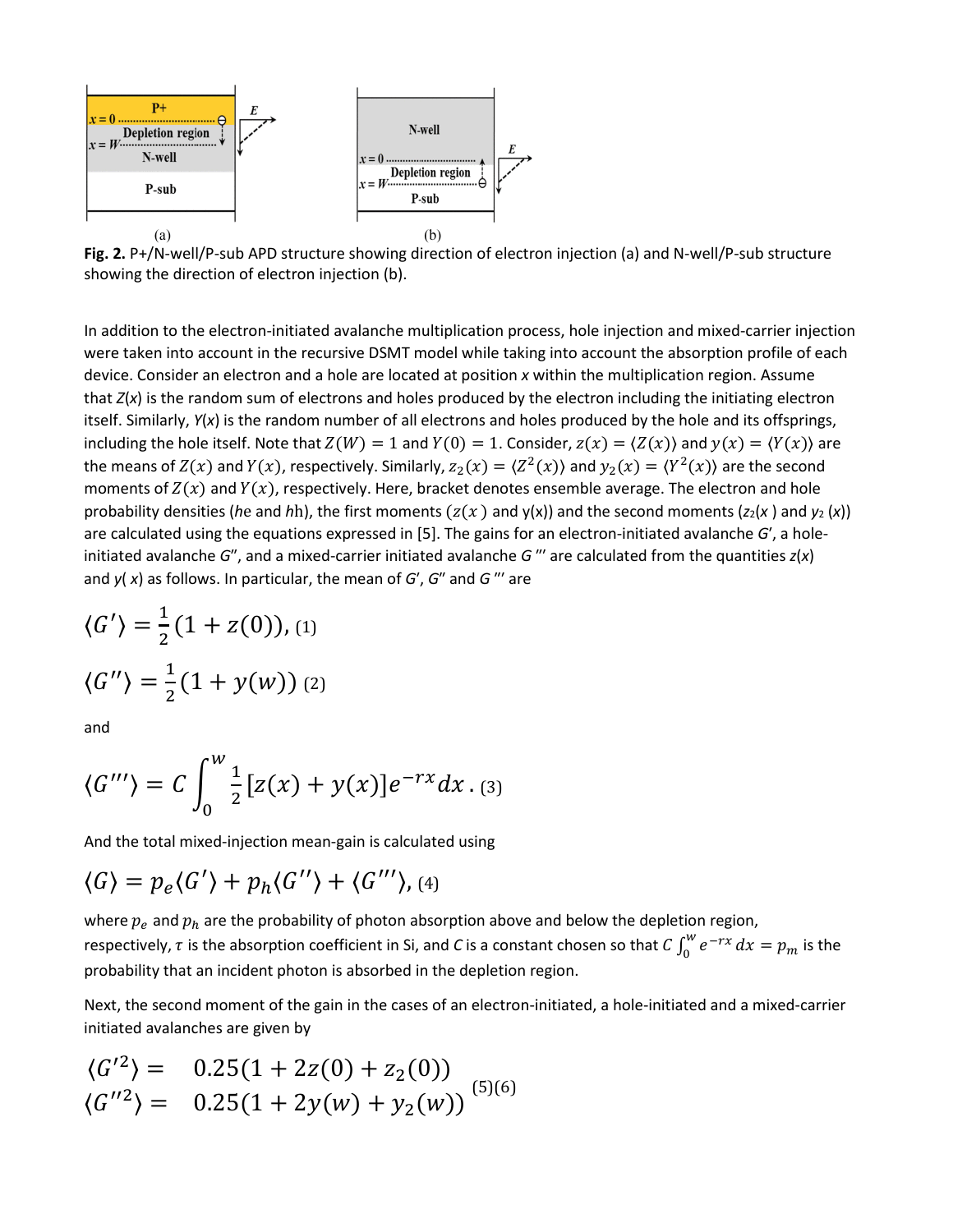**Fig. 2.** P+/N-well/P-sub APD structure showing direction of electron injection (a) and N-well/P-sub structure showing the direction of electron injection (b).

In addition to the electron-initiated avalanche multiplication process, hole injection and mixed-carrier injection were taken into account in the recursive DSMT model while taking into account the absorption profile of each device. Consider an electron and a hole are located at position $x$ within the multiplication region. Assume that $Z(x)$ is the random sum of electrons and holes produced by the electron including the initiating electron itself. Similarly, $Y(x)$ is the random number of all electrons and holes produced by the hole and its offsprings, including the hole itself. Note that $Z(W) = 1$ and $Y(0) = 1$. Consider, $z(x) = \langle Z(x) \rangle$ and $y(x) = \langle Y(x) \rangle$ are the means of $Z(x)$ and $Y(x)$, respectively. Similarly, $z_2(x) = \langle Z^2(x) \rangle$ and $y_2(x) = \langle Y^2(x) \rangle$ are the second moments of $Z(x)$ and $Y(x)$, respectively. Here, bracket denotes ensemble average. The electron and hole probability densities ($he$ and $hh$), the first moments ($z(x)$ and $y(x)$) and the second moments ($z_2(x)$ and $y_2(x)$) are calculated using the equations expressed in [5]. The gains for an electron-initiated avalanche $G'$, a hole-initiated avalanche $G''$, and a mixed-carrier initiated avalanche $G'''$ are calculated from the quantities $z(x)$ and $y(x)$ as follows. In particular, the mean of $G'$, $G''$ and $G'''$ are

$$\langle G' \rangle = \frac{1}{2}(1 + z(0)), \quad (1)$$

$$\langle G'' \rangle = \frac{1}{2}(1 + y(w)) \quad (2)$$

and

$$\langle G''' \rangle = C \int_0^w \frac{1}{2}[z(x) + y(x)]e^{-rx} dx \,. \quad (3)$$

And the total mixed-injection mean-gain is calculated using

$$\langle G \rangle = p_e \langle G' \rangle + p_h \langle G'' \rangle + \langle G''' \rangle, \quad (4)$$

where $p_e$ and $p_h$ are the probability of photon absorption above and below the depletion region, respectively, $\tau$ is the absorption coefficient in Si, and $C$ is a constant chosen so that $C \int_0^w e^{-rx} dx = p_m$ is the probability that an incident photon is absorbed in the depletion region.

Next, the second moment of the gain in the cases of an electron-initiated, a hole-initiated and a mixed-carrier initiated avalanches are given by

$$\langle G'^2 \rangle = 0.25(1 + 2z(0) + z_2(0)) \quad (5)$$

$$\langle G''^2 \rangle = 0.25(1 + 2y(w) + y_2(w)) \quad (6)$$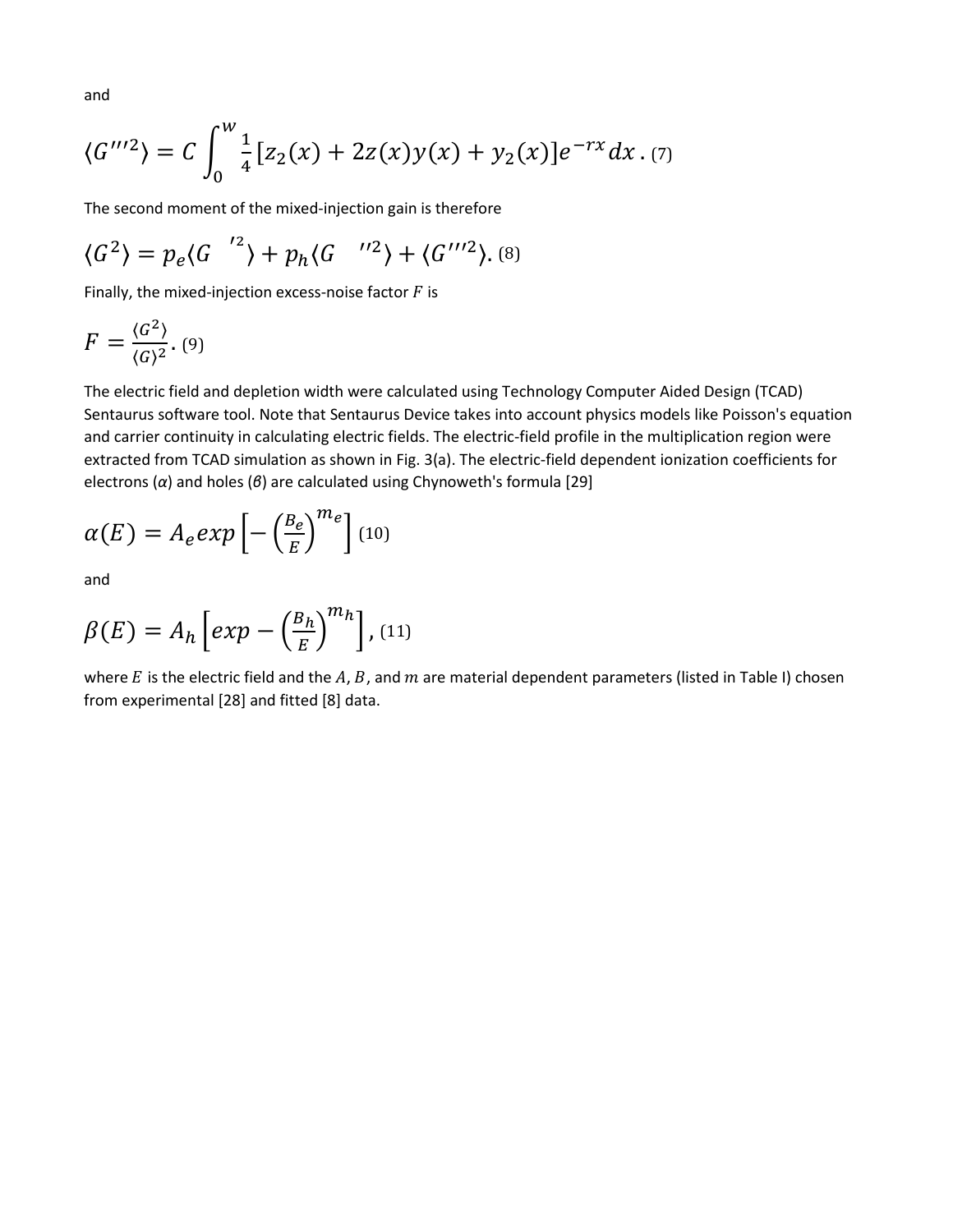and

$$\langle G'''^2 \rangle = C \int_0^w \frac{1}{4} [z_2(x) + 2z(x)y(x) + y_2(x)] e^{-rx} dx \,. \quad (7)$$

The second moment of the mixed-injection gain is therefore

$$\langle G^2 \rangle = p_e \langle G'^2 \rangle + p_h \langle G''^2 \rangle + \langle G'''^2 \rangle. \quad (8)$$

Finally, the mixed-injection excess-noise factor $F$ is

$$F = \frac{\langle G^2 \rangle}{\langle G \rangle^2} \,. \quad (9)$$

The electric field and depletion width were calculated using Technology Computer Aided Design (TCAD) Sentaurus software tool. Note that Sentaurus Device takes into account physics models like Poisson's equation and carrier continuity in calculating electric fields. The electric-field profile in the multiplication region were extracted from TCAD simulation as shown in Fig. 3(a). The electric-field dependent ionization coefficients for electrons ($\alpha$) and holes ($\beta$) are calculated using Chynoweth's formula [29]

$$\alpha(E) = A_e exp\left[-\left(\frac{B_e}{E}\right)^{m_e}\right] \quad (10)$$

and

$$\beta(E) = A_h \left[exp - \left(\frac{B_h}{E}\right)^{m_h}\right], \quad (11)$$

where $E$ is the electric field and the $A$, $B$, and $m$ are material dependent parameters (listed in Table I) chosen from experimental [28] and fitted [8] data.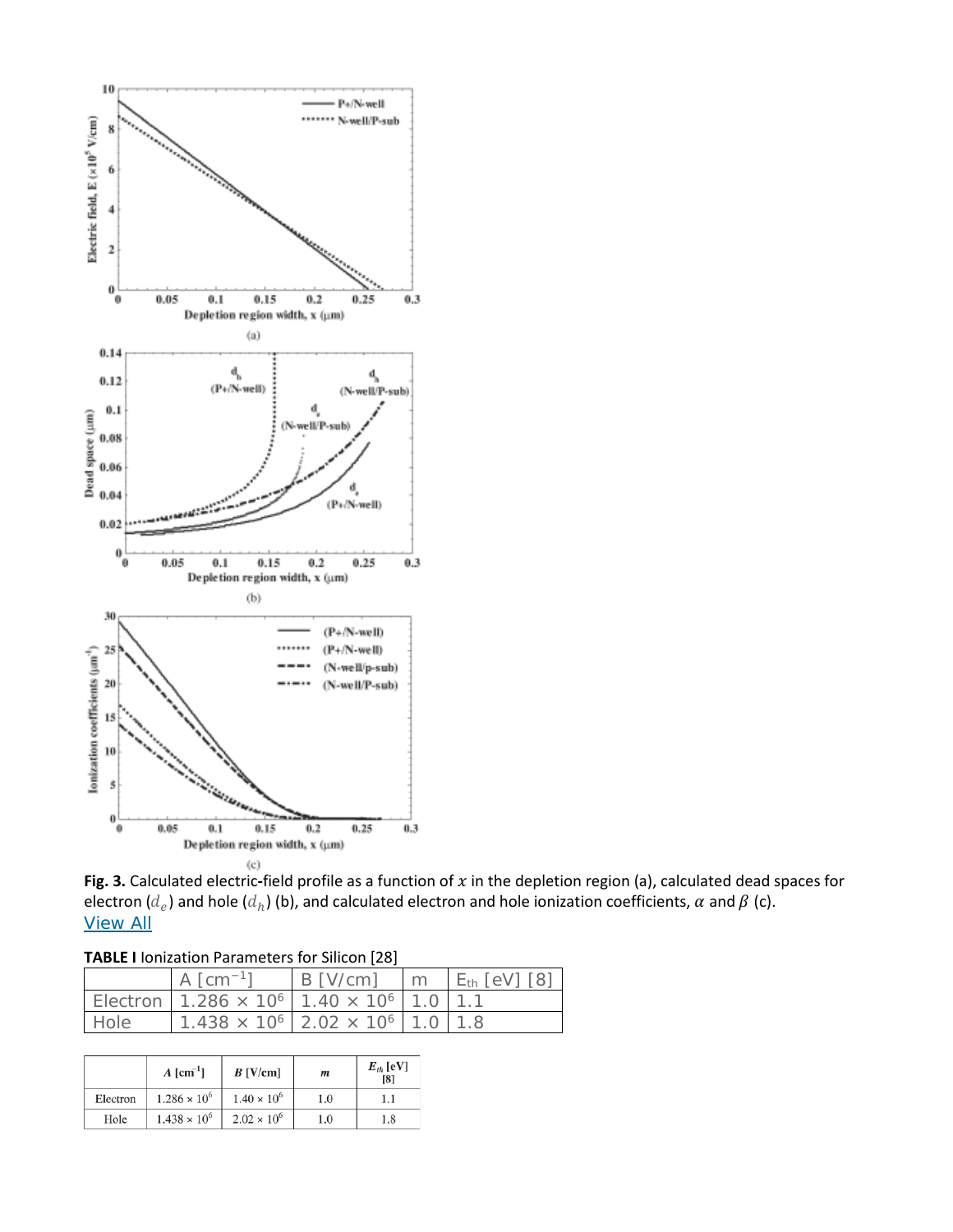**Fig. 3.** Calculated electric-field profile as a function of $x$ in the depletion region (a), calculated dead spaces for electron ($d_e$) and hole ($d_h$) (b), and calculated electron and hole ionization coefficients, $\alpha$ and $\beta$ (c).
View All

**TABLE I** Ionization Parameters for Silicon [28]

| | A [$cm^{-1}$] | B [V/cm] | m | $E_{th}$ [eV] [8] |
|---|---|---|---|---|
| Electron | $1.286 \times 10^6$ | $1.40 \times 10^6$ | 1.0 | 1.1 |
| Hole | $1.438 \times 10^6$ | $2.02 \times 10^6$ | 1.0 | 1.8 |

| | $A$ [$cm^{-1}$] | $B$ [V/cm] | $m$ | $E_{th}$ [eV] [8] |
|---|---|---|---|---|
| Electron | $1.286 \times 10^6$ | $1.40 \times 10^6$ | 1.0 | 1.1 |
| Hole | $1.438 \times 10^6$ | $2.02 \times 10^6$ | 1.0 | 1.8 |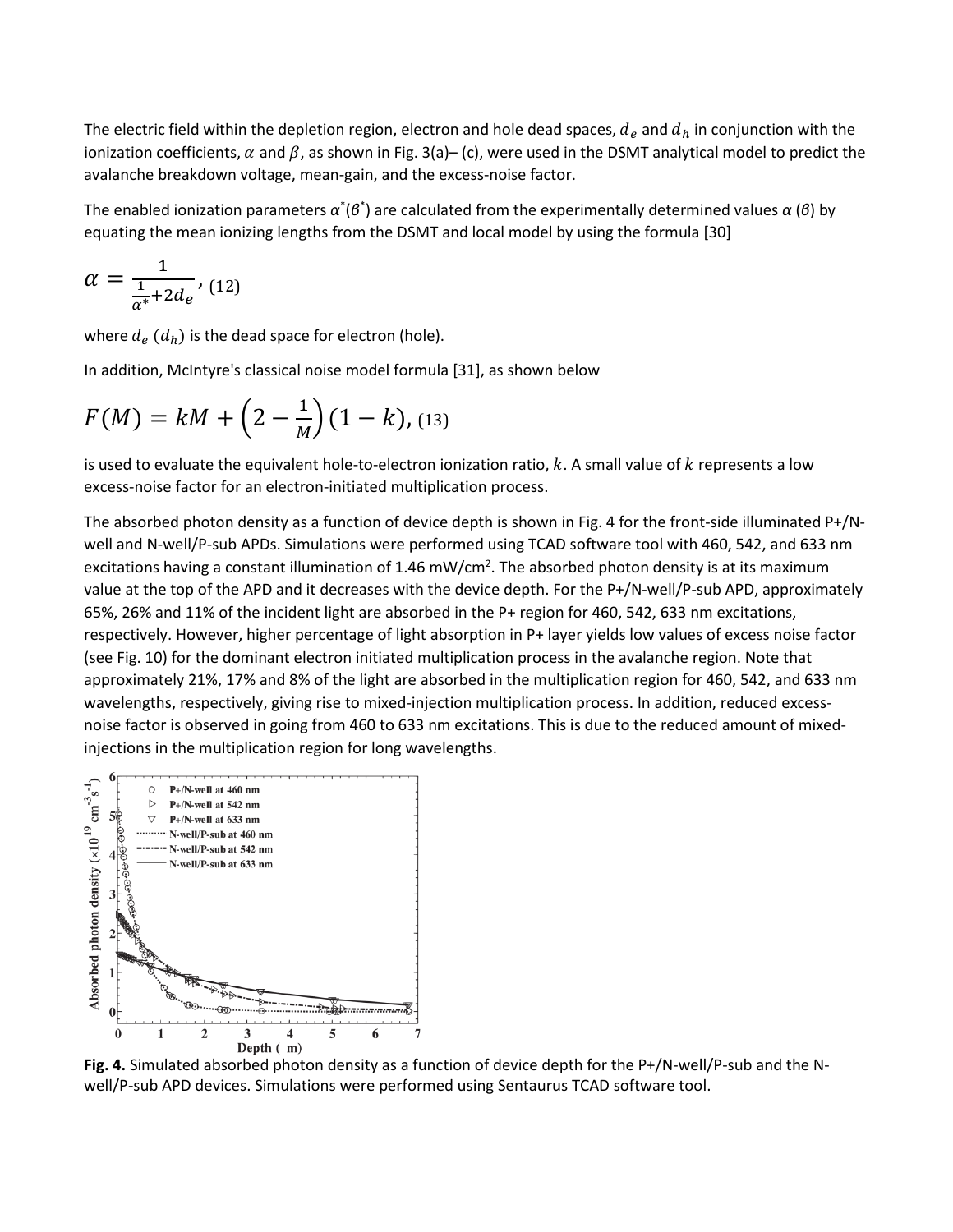The electric field within the depletion region, electron and hole dead spaces, $d_e$ and $d_h$ in conjunction with the ionization coefficients, $\alpha$ and $\beta$, as shown in Fig. 3(a)– (c), were used in the DSMT analytical model to predict the avalanche breakdown voltage, mean-gain, and the excess-noise factor.

The enabled ionization parameters $\alpha^*(\beta^*)$ are calculated from the experimentally determined values $\alpha$ ($\beta$) by equating the mean ionizing lengths from the DSMT and local model by using the formula [30]

$$\alpha = \frac{1}{\frac{1}{\alpha^*}+2d_e}, \quad (12)$$

where $d_e$ ($d_h$) is the dead space for electron (hole).

In addition, McIntyre's classical noise model formula [31], as shown below

$$F(M) = kM + \left(2 - \frac{1}{M}\right)(1 - k), \quad (13)$$

is used to evaluate the equivalent hole-to-electron ionization ratio, $k$. A small value of $k$ represents a low excess-noise factor for an electron-initiated multiplication process.

The absorbed photon density as a function of device depth is shown in Fig. 4 for the front-side illuminated P+/N-well and N-well/P-sub APDs. Simulations were performed using TCAD software tool with 460, 542, and 633 nm excitations having a constant illumination of 1.46 mW/cm$^2$. The absorbed photon density is at its maximum value at the top of the APD and it decreases with the device depth. For the P+/N-well/P-sub APD, approximately 65%, 26% and 11% of the incident light are absorbed in the P+ region for 460, 542, 633 nm excitations, respectively. However, higher percentage of light absorption in P+ layer yields low values of excess noise factor (see Fig. 10) for the dominant electron initiated multiplication process in the avalanche region. Note that approximately 21%, 17% and 8% of the light are absorbed in the multiplication region for 460, 542, and 633 nm wavelengths, respectively, giving rise to mixed-injection multiplication process. In addition, reduced excess-noise factor is observed in going from 460 to 633 nm excitations. This is due to the reduced amount of mixed-injections in the multiplication region for long wavelengths.

**Fig. 4.** Simulated absorbed photon density as a function of device depth for the P+/N-well/P-sub and the N-well/P-sub APD devices. Simulations were performed using Sentaurus TCAD software tool.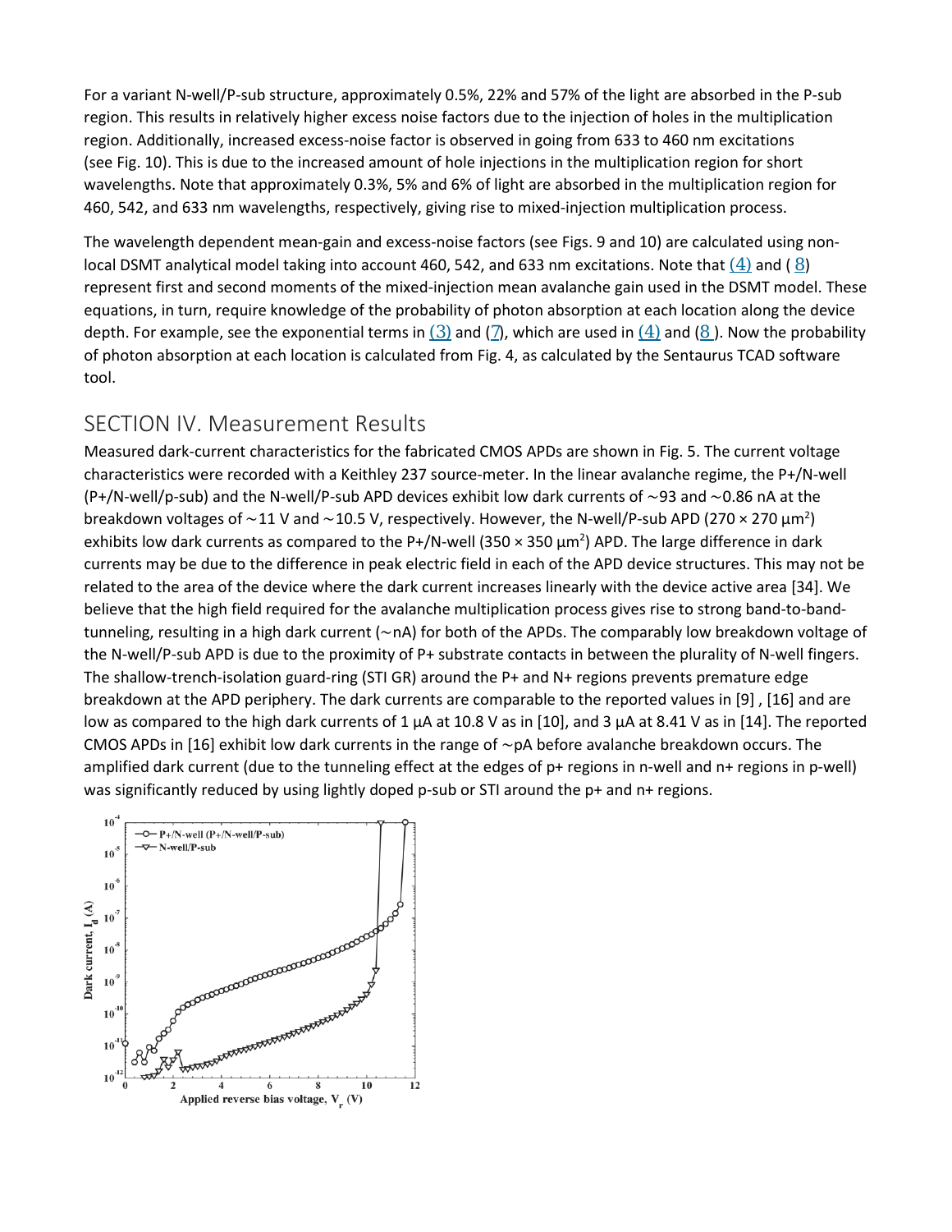For a variant N-well/P-sub structure, approximately 0.5%, 22% and 57% of the light are absorbed in the P-sub region. This results in relatively higher excess noise factors due to the injection of holes in the multiplication region. Additionally, increased excess-noise factor is observed in going from 633 to 460 nm excitations (see Fig. 10). This is due to the increased amount of hole injections in the multiplication region for short wavelengths. Note that approximately 0.3%, 5% and 6% of light are absorbed in the multiplication region for 460, 542, and 633 nm wavelengths, respectively, giving rise to mixed-injection multiplication process.

The wavelength dependent mean-gain and excess-noise factors (see Figs. 9 and 10) are calculated using non-local DSMT analytical model taking into account 460, 542, and 633 nm excitations. Note that (4) and (8) represent first and second moments of the mixed-injection mean avalanche gain used in the DSMT model. These equations, in turn, require knowledge of the probability of photon absorption at each location along the device depth. For example, see the exponential terms in (3) and (7), which are used in (4) and (8). Now the probability of photon absorption at each location is calculated from Fig. 4, as calculated by the Sentaurus TCAD software tool.

## SECTION IV. Measurement Results

Measured dark-current characteristics for the fabricated CMOS APDs are shown in Fig. 5. The current voltage characteristics were recorded with a Keithley 237 source-meter. In the linear avalanche regime, the P+/N-well (P+/N-well/p-sub) and the N-well/P-sub APD devices exhibit low dark currents of ∼93 and ∼0.86 nA at the breakdown voltages of ∼11 V and ∼10.5 V, respectively. However, the N-well/P-sub APD (270 × 270 $\mu m^2$) exhibits low dark currents as compared to the P+/N-well (350 × 350 $\mu m^2$) APD. The large difference in dark currents may be due to the difference in peak electric field in each of the APD device structures. This may not be related to the area of the device where the dark current increases linearly with the device active area [34]. We believe that the high field required for the avalanche multiplication process gives rise to strong band-to-band-tunneling, resulting in a high dark current (∼nA) for both of the APDs. The comparably low breakdown voltage of the N-well/P-sub APD is due to the proximity of P+ substrate contacts in between the plurality of N-well fingers. The shallow-trench-isolation guard-ring (STI GR) around the P+ and N+ regions prevents premature edge breakdown at the APD periphery. The dark currents are comparable to the reported values in [9] , [16] and are low as compared to the high dark currents of 1 μA at 10.8 V as in [10], and 3 μA at 8.41 V as in [14]. The reported CMOS APDs in [16] exhibit low dark currents in the range of ∼pA before avalanche breakdown occurs. The amplified dark current (due to the tunneling effect at the edges of p+ regions in n-well and n+ regions in p-well) was significantly reduced by using lightly doped p-sub or STI around the p+ and n+ regions.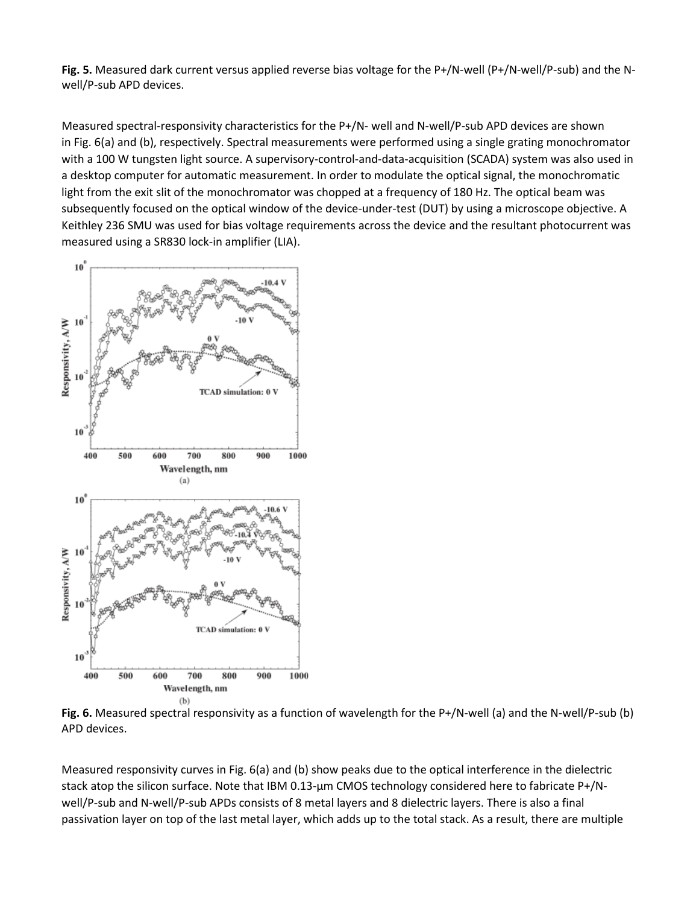**Fig. 5.** Measured dark current versus applied reverse bias voltage for the P+/N-well (P+/N-well/P-sub) and the N-well/P-sub APD devices.

Measured spectral-responsivity characteristics for the P+/N- well and N-well/P-sub APD devices are shown in Fig. 6(a) and (b), respectively. Spectral measurements were performed using a single grating monochromator with a 100 W tungsten light source. A supervisory-control-and-data-acquisition (SCADA) system was also used in a desktop computer for automatic measurement. In order to modulate the optical signal, the monochromatic light from the exit slit of the monochromator was chopped at a frequency of 180 Hz. The optical beam was subsequently focused on the optical window of the device-under-test (DUT) by using a microscope objective. A Keithley 236 SMU was used for bias voltage requirements across the device and the resultant photocurrent was measured using a SR830 lock-in amplifier (LIA).

**Fig. 6.** Measured spectral responsivity as a function of wavelength for the P+/N-well (a) and the N-well/P-sub (b) APD devices.

Measured responsivity curves in Fig. 6(a) and (b) show peaks due to the optical interference in the dielectric stack atop the silicon surface. Note that IBM 0.13-μm CMOS technology considered here to fabricate P+/N-well/P-sub and N-well/P-sub APDs consists of 8 metal layers and 8 dielectric layers. There is also a final passivation layer on top of the last metal layer, which adds up to the total stack. As a result, there are multiple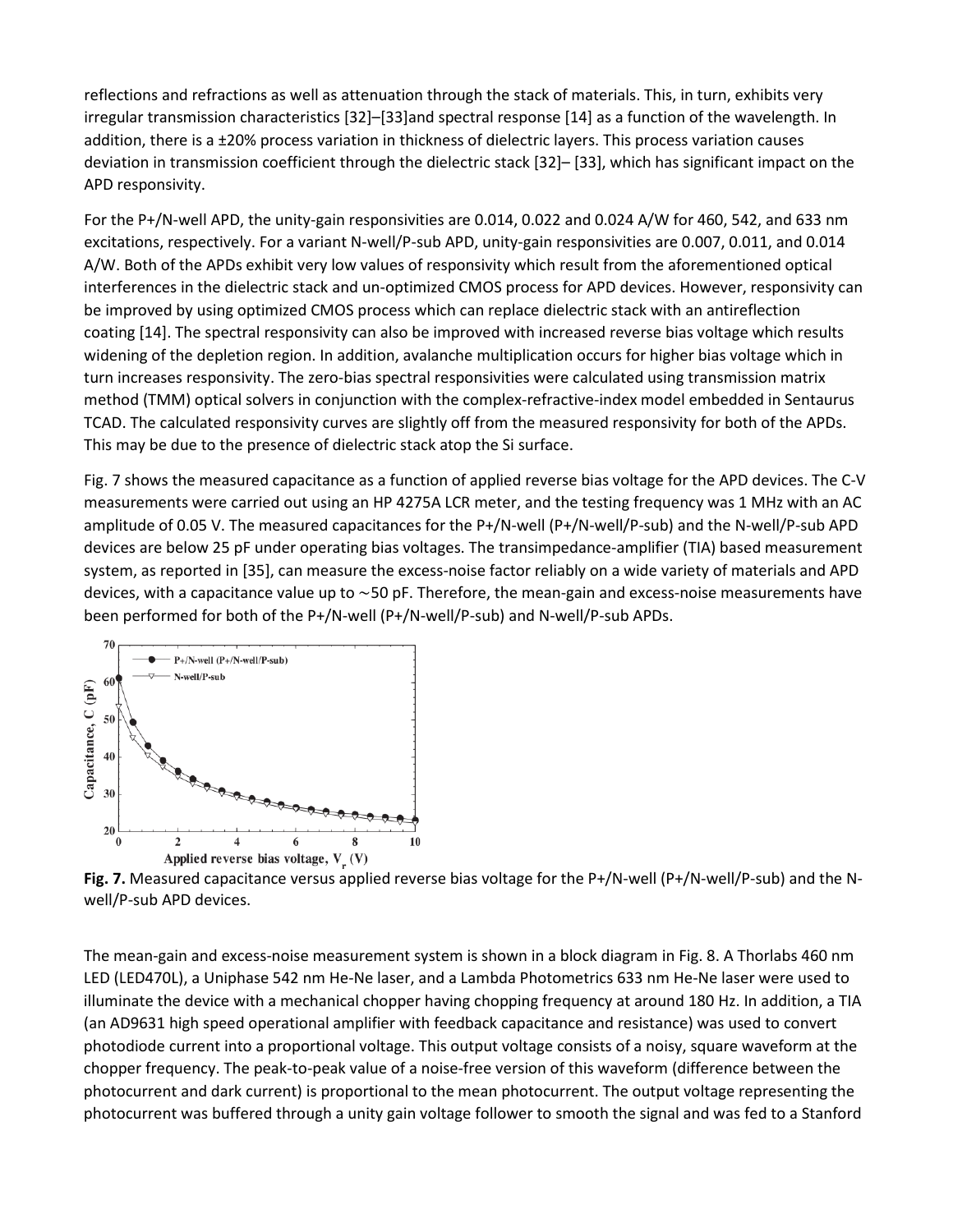reflections and refractions as well as attenuation through the stack of materials. This, in turn, exhibits very irregular transmission characteristics [32]–[33]and spectral response [14] as a function of the wavelength. In addition, there is a ±20% process variation in thickness of dielectric layers. This process variation causes deviation in transmission coefficient through the dielectric stack [32]– [33], which has significant impact on the APD responsivity.

For the P+/N-well APD, the unity-gain responsivities are 0.014, 0.022 and 0.024 A/W for 460, 542, and 633 nm excitations, respectively. For a variant N-well/P-sub APD, unity-gain responsivities are 0.007, 0.011, and 0.014 A/W. Both of the APDs exhibit very low values of responsivity which result from the aforementioned optical interferences in the dielectric stack and un-optimized CMOS process for APD devices. However, responsivity can be improved by using optimized CMOS process which can replace dielectric stack with an antireflection coating [14]. The spectral responsivity can also be improved with increased reverse bias voltage which results widening of the depletion region. In addition, avalanche multiplication occurs for higher bias voltage which in turn increases responsivity. The zero-bias spectral responsivities were calculated using transmission matrix method (TMM) optical solvers in conjunction with the complex-refractive-index model embedded in Sentaurus TCAD. The calculated responsivity curves are slightly off from the measured responsivity for both of the APDs. This may be due to the presence of dielectric stack atop the Si surface.

Fig. 7 shows the measured capacitance as a function of applied reverse bias voltage for the APD devices. The C-V measurements were carried out using an HP 4275A LCR meter, and the testing frequency was 1 MHz with an AC amplitude of 0.05 V. The measured capacitances for the P+/N-well (P+/N-well/P-sub) and the N-well/P-sub APD devices are below 25 pF under operating bias voltages. The transimpedance-amplifier (TIA) based measurement system, as reported in [35], can measure the excess-noise factor reliably on a wide variety of materials and APD devices, with a capacitance value up to ∼50 pF. Therefore, the mean-gain and excess-noise measurements have been performed for both of the P+/N-well (P+/N-well/P-sub) and N-well/P-sub APDs.

**Fig. 7.** Measured capacitance versus applied reverse bias voltage for the P+/N-well (P+/N-well/P-sub) and the N-well/P-sub APD devices.

The mean-gain and excess-noise measurement system is shown in a block diagram in Fig. 8. A Thorlabs 460 nm LED (LED470L), a Uniphase 542 nm He-Ne laser, and a Lambda Photometrics 633 nm He-Ne laser were used to illuminate the device with a mechanical chopper having chopping frequency at around 180 Hz. In addition, a TIA (an AD9631 high speed operational amplifier with feedback capacitance and resistance) was used to convert photodiode current into a proportional voltage. This output voltage consists of a noisy, square waveform at the chopper frequency. The peak-to-peak value of a noise-free version of this waveform (difference between the photocurrent and dark current) is proportional to the mean photocurrent. The output voltage representing the photocurrent was buffered through a unity gain voltage follower to smooth the signal and was fed to a Stanford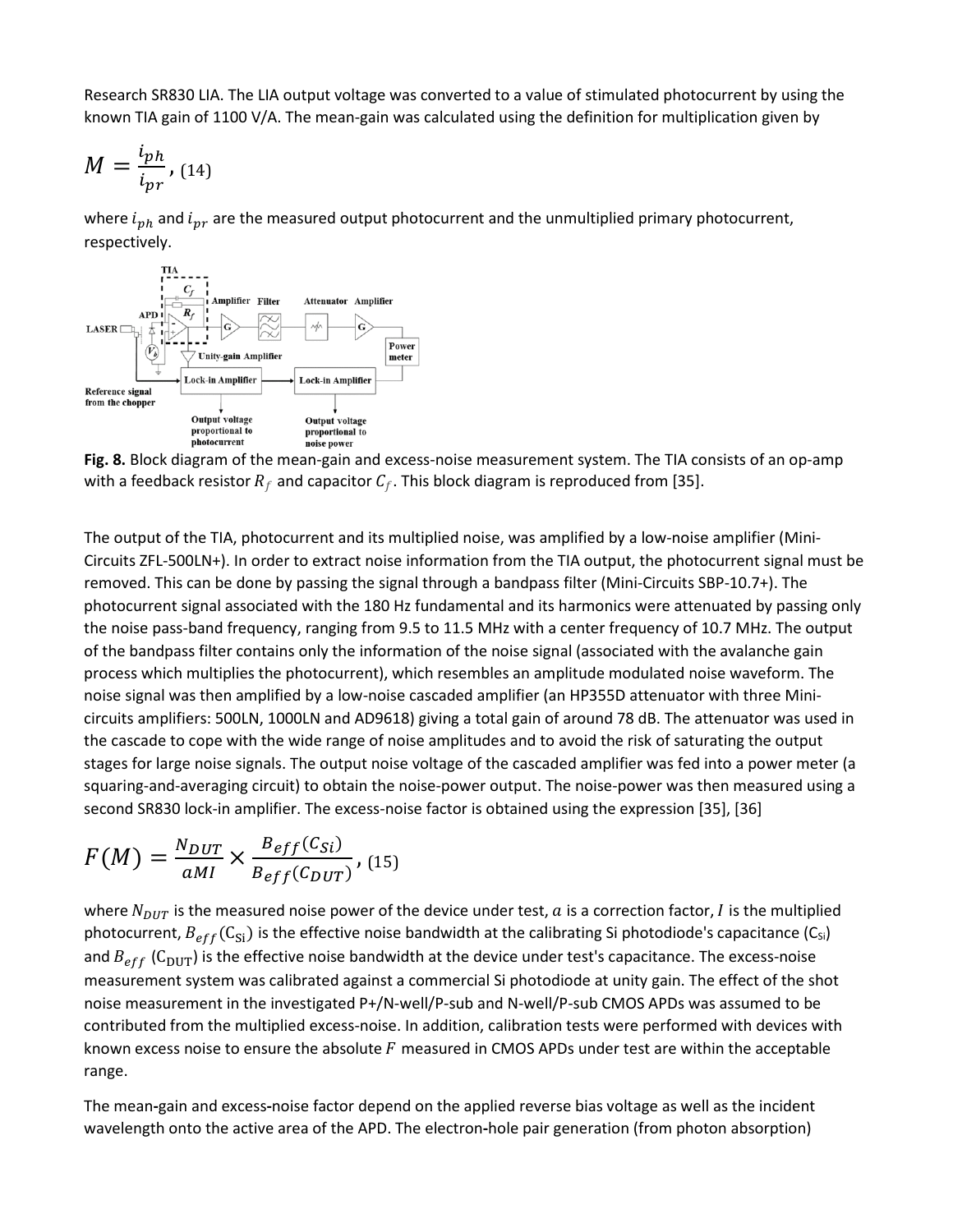Research SR830 LIA. The LIA output voltage was converted to a value of stimulated photocurrent by using the known TIA gain of 1100 V/A. The mean-gain was calculated using the definition for multiplication given by

$$M = \frac{i_{ph}}{i_{pr}}, \quad (14)$$

where $i_{ph}$ and $i_{pr}$ are the measured output photocurrent and the unmultiplied primary photocurrent, respectively.

**Fig. 8.** Block diagram of the mean-gain and excess-noise measurement system. The TIA consists of an op-amp with a feedback resistor $R_f$ and capacitor $C_f$. This block diagram is reproduced from [35].

The output of the TIA, photocurrent and its multiplied noise, was amplified by a low-noise amplifier (Mini-Circuits ZFL-500LN+). In order to extract noise information from the TIA output, the photocurrent signal must be removed. This can be done by passing the signal through a bandpass filter (Mini-Circuits SBP-10.7+). The photocurrent signal associated with the 180 Hz fundamental and its harmonics were attenuated by passing only the noise pass-band frequency, ranging from 9.5 to 11.5 MHz with a center frequency of 10.7 MHz. The output of the bandpass filter contains only the information of the noise signal (associated with the avalanche gain process which multiplies the photocurrent), which resembles an amplitude modulated noise waveform. The noise signal was then amplified by a low-noise cascaded amplifier (an HP355D attenuator with three Mini-circuits amplifiers: 500LN, 1000LN and AD9618) giving a total gain of around 78 dB. The attenuator was used in the cascade to cope with the wide range of noise amplitudes and to avoid the risk of saturating the output stages for large noise signals. The output noise voltage of the cascaded amplifier was fed into a power meter (a squaring-and-averaging circuit) to obtain the noise-power output. The noise-power was then measured using a second SR830 lock-in amplifier. The excess-noise factor is obtained using the expression [35], [36]

$$F(M) = \frac{N_{DUT}}{aMI} \times \frac{B_{eff}(C_{Si})}{B_{eff}(C_{DUT})}, \quad (15)$$

where $N_{DUT}$ is the measured noise power of the device under test, $a$ is a correction factor, $I$ is the multiplied photocurrent, $B_{eff}(C_{Si})$ is the effective noise bandwidth at the calibrating Si photodiode's capacitance ($C_{Si}$) and $B_{eff}$ ($C_{DUT}$) is the effective noise bandwidth at the device under test's capacitance. The excess-noise measurement system was calibrated against a commercial Si photodiode at unity gain. The effect of the shot noise measurement in the investigated P+/N-well/P-sub and N-well/P-sub CMOS APDs was assumed to be contributed from the multiplied excess-noise. In addition, calibration tests were performed with devices with known excess noise to ensure the absolute $F$ measured in CMOS APDs under test are within the acceptable range.

The mean-gain and excess-noise factor depend on the applied reverse bias voltage as well as the incident wavelength onto the active area of the APD. The electron-hole pair generation (from photon absorption)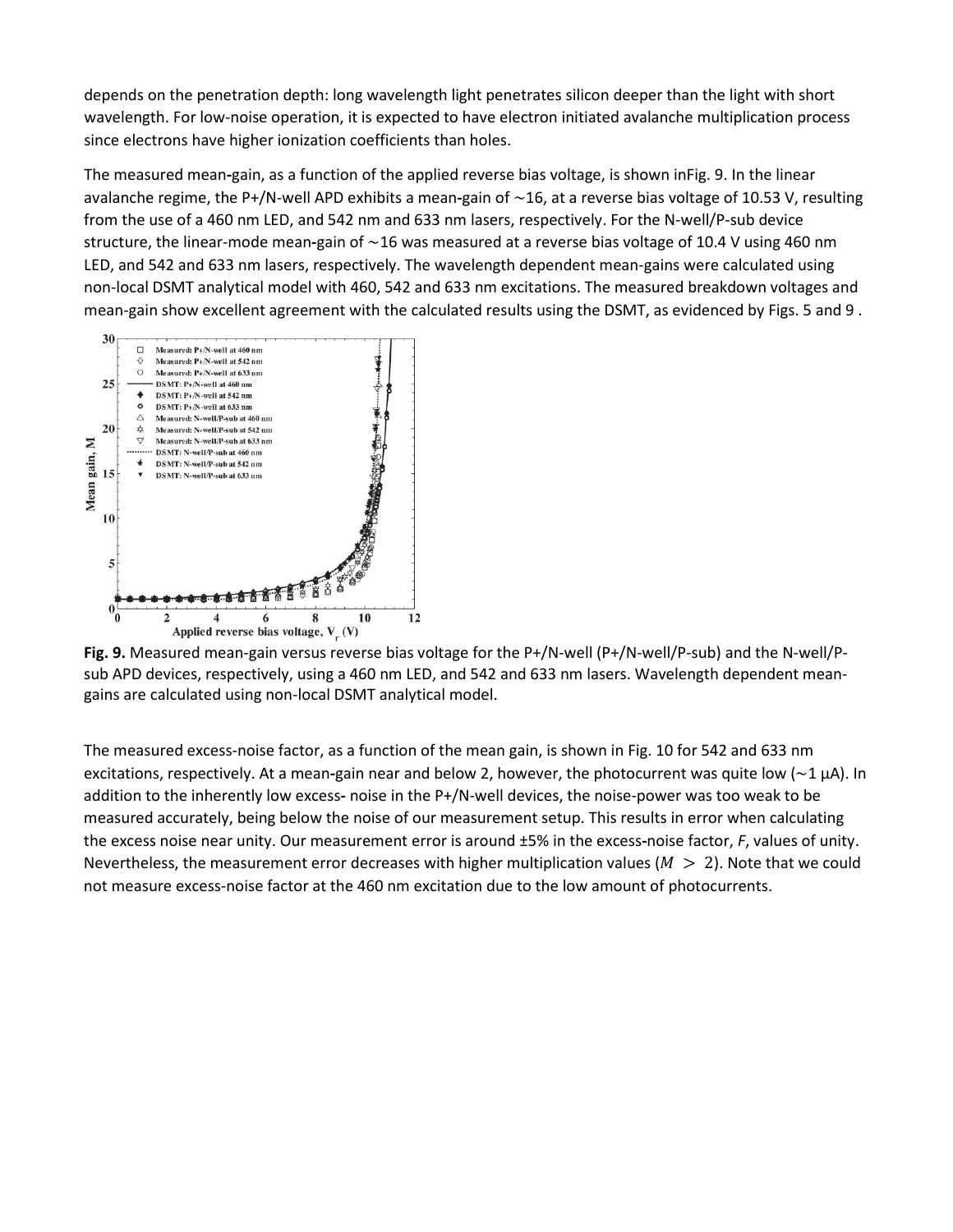depends on the penetration depth: long wavelength light penetrates silicon deeper than the light with short wavelength. For low-noise operation, it is expected to have electron initiated avalanche multiplication process since electrons have higher ionization coefficients than holes.

The measured mean-gain, as a function of the applied reverse bias voltage, is shown inFig. 9. In the linear avalanche regime, the P+/N-well APD exhibits a mean-gain of ∼16, at a reverse bias voltage of 10.53 V, resulting from the use of a 460 nm LED, and 542 nm and 633 nm lasers, respectively. For the N-well/P-sub device structure, the linear-mode mean-gain of ∼16 was measured at a reverse bias voltage of 10.4 V using 460 nm LED, and 542 and 633 nm lasers, respectively. The wavelength dependent mean-gains were calculated using non-local DSMT analytical model with 460, 542 and 633 nm excitations. The measured breakdown voltages and mean-gain show excellent agreement with the calculated results using the DSMT, as evidenced by Figs. 5 and 9 .

**Fig. 9.** Measured mean-gain versus reverse bias voltage for the P+/N-well (P+/N-well/P-sub) and the N-well/P-sub APD devices, respectively, using a 460 nm LED, and 542 and 633 nm lasers. Wavelength dependent mean-gains are calculated using non-local DSMT analytical model.

The measured excess-noise factor, as a function of the mean gain, is shown in Fig. 10 for 542 and 633 nm excitations, respectively. At a mean-gain near and below 2, however, the photocurrent was quite low (∼1 μA). In addition to the inherently low excess- noise in the P+/N-well devices, the noise-power was too weak to be measured accurately, being below the noise of our measurement setup. This results in error when calculating the excess noise near unity. Our measurement error is around ±5% in the excess-noise factor, *F*, values of unity. Nevertheless, the measurement error decreases with higher multiplication values ($M > 2$). Note that we could not measure excess-noise factor at the 460 nm excitation due to the low amount of photocurrents.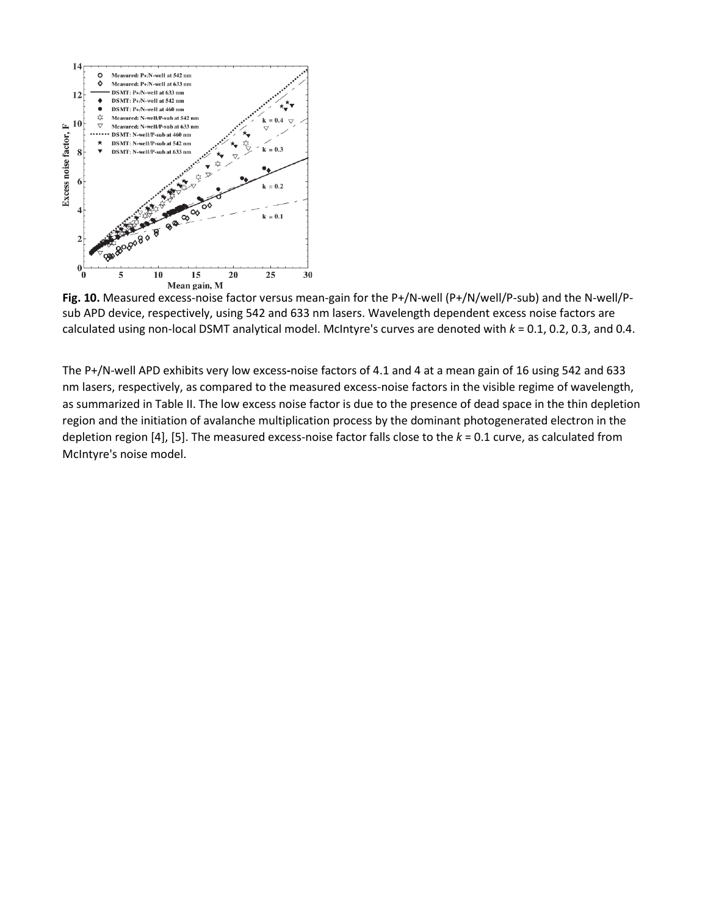**Fig. 10.** Measured excess-noise factor versus mean-gain for the P+/N-well (P+/N/well/P-sub) and the N-well/P-sub APD device, respectively, using 542 and 633 nm lasers. Wavelength dependent excess noise factors are calculated using non-local DSMT analytical model. McIntyre's curves are denoted with $k$ = 0.1, 0.2, 0.3, and 0.4.

The P+/N-well APD exhibits very low excess-noise factors of 4.1 and 4 at a mean gain of 16 using 542 and 633 nm lasers, respectively, as compared to the measured excess-noise factors in the visible regime of wavelength, as summarized in Table II. The low excess noise factor is due to the presence of dead space in the thin depletion region and the initiation of avalanche multiplication process by the dominant photogenerated electron in the depletion region [4], [5]. The measured excess-noise factor falls close to the $k$ = 0.1 curve, as calculated from McIntyre's noise model.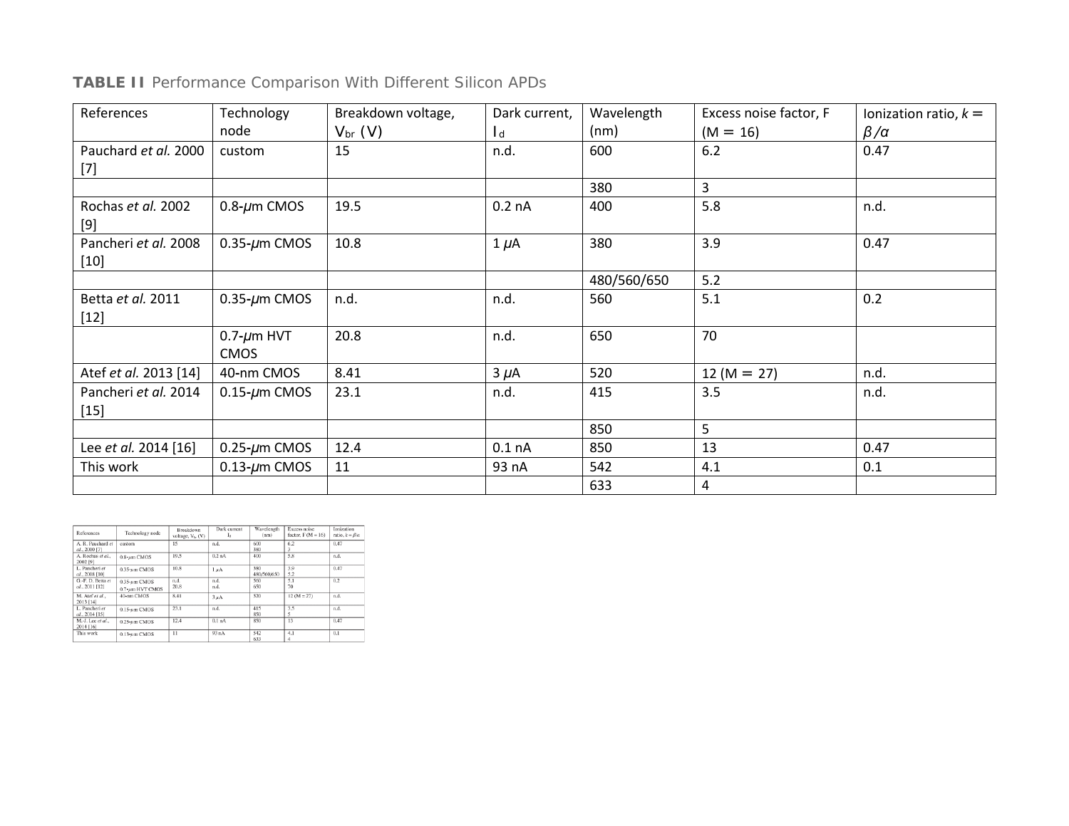**TABLE II** Performance Comparison With Different Silicon APDs

| References | Technology node | Breakdown voltage, $V_{br}$ (V) | Dark current, $I_d$ | Wavelength (nm) | Excess noise factor, F (M = 16) | Ionization ratio, $k = \beta/\alpha$ |
|---|---|---|---|---|---|---|
| Pauchard *et al.* 2000 [7] | custom | 15 | n.d. | 600 | 6.2 | 0.47 |
| | | | | 380 | 3 | |
| Rochas *et al.* 2002 [9] | 0.8-$\mu$m CMOS | 19.5 | 0.2 nA | 400 | 5.8 | n.d. |
| Pancheri *et al.* 2008 [10] | 0.35-$\mu$m CMOS | 10.8 | 1 $\mu$A | 380 | 3.9 | 0.47 |
| | | | | 480/560/650 | 5.2 | |
| Betta *et al.* 2011 [12] | 0.35-$\mu$m CMOS | n.d. | n.d. | 560 | 5.1 | 0.2 |
| | 0.7-$\mu$m HVT CMOS | 20.8 | n.d. | 650 | 70 | |
| Atef *et al.* 2013 [14] | 40-nm CMOS | 8.41 | 3 $\mu$A | 520 | 12 (M = 27) | n.d. |
| Pancheri *et al.* 2014 [15] | 0.15-$\mu$m CMOS | 23.1 | n.d. | 415 | 3.5 | n.d. |
| | | | | 850 | 5 | |
| Lee *et al.* 2014 [16] | 0.25-$\mu$m CMOS | 12.4 | 0.1 nA | 850 | 13 | 0.47 |
| This work | 0.13-$\mu$m CMOS | 11 | 93 nA | 542 | 4.1 | 0.1 |
| | | | | 633 | 4 | |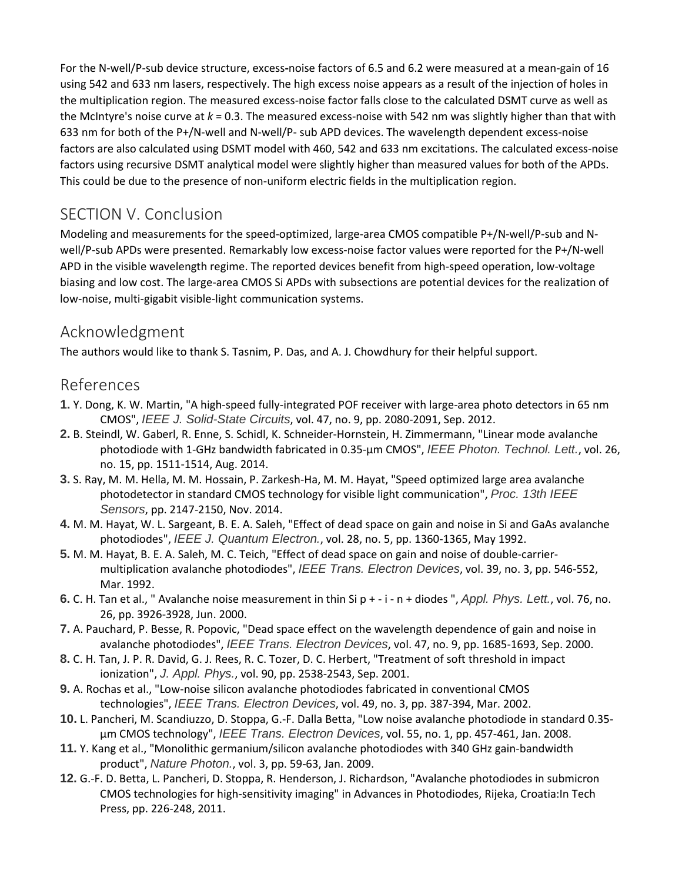For the N-well/P-sub device structure, excess-noise factors of 6.5 and 6.2 were measured at a mean-gain of 16 using 542 and 633 nm lasers, respectively. The high excess noise appears as a result of the injection of holes in the multiplication region. The measured excess-noise factor falls close to the calculated DSMT curve as well as the McIntyre's noise curve at $k = 0.3$. The measured excess-noise with 542 nm was slightly higher than that with 633 nm for both of the P+/N-well and N-well/P- sub APD devices. The wavelength dependent excess-noise factors are also calculated using DSMT model with 460, 542 and 633 nm excitations. The calculated excess-noise factors using recursive DSMT analytical model were slightly higher than measured values for both of the APDs. This could be due to the presence of non-uniform electric fields in the multiplication region.

## SECTION V. Conclusion

Modeling and measurements for the speed-optimized, large-area CMOS compatible P+/N-well/P-sub and N-well/P-sub APDs were presented. Remarkably low excess-noise factor values were reported for the P+/N-well APD in the visible wavelength regime. The reported devices benefit from high-speed operation, low-voltage biasing and low cost. The large-area CMOS Si APDs with subsections are potential devices for the realization of low-noise, multi-gigabit visible-light communication systems.

## Acknowledgment

The authors would like to thank S. Tasnim, P. Das, and A. J. Chowdhury for their helpful support.

## References

1. Y. Dong, K. W. Martin, "A high-speed fully-integrated POF receiver with large-area photo detectors in 65 nm CMOS", *IEEE J. Solid-State Circuits*, vol. 47, no. 9, pp. 2080-2091, Sep. 2012.
2. B. Steindl, W. Gaberl, R. Enne, S. Schidl, K. Schneider-Hornstein, H. Zimmermann, "Linear mode avalanche photodiode with 1-GHz bandwidth fabricated in 0.35-µm CMOS", *IEEE Photon. Technol. Lett.*, vol. 26, no. 15, pp. 1511-1514, Aug. 2014.
3. S. Ray, M. M. Hella, M. M. Hossain, P. Zarkesh-Ha, M. M. Hayat, "Speed optimized large area avalanche photodetector in standard CMOS technology for visible light communication", *Proc. 13th IEEE Sensors*, pp. 2147-2150, Nov. 2014.
4. M. M. Hayat, W. L. Sargeant, B. E. A. Saleh, "Effect of dead space on gain and noise in Si and GaAs avalanche photodiodes", *IEEE J. Quantum Electron.*, vol. 28, no. 5, pp. 1360-1365, May 1992.
5. M. M. Hayat, B. E. A. Saleh, M. C. Teich, "Effect of dead space on gain and noise of double-carrier-multiplication avalanche photodiodes", *IEEE Trans. Electron Devices*, vol. 39, no. 3, pp. 546-552, Mar. 1992.
6. C. H. Tan et al., " Avalanche noise measurement in thin Si p + - i - n + diodes ", *Appl. Phys. Lett.*, vol. 76, no. 26, pp. 3926-3928, Jun. 2000.
7. A. Pauchard, P. Besse, R. Popovic, "Dead space effect on the wavelength dependence of gain and noise in avalanche photodiodes", *IEEE Trans. Electron Devices*, vol. 47, no. 9, pp. 1685-1693, Sep. 2000.
8. C. H. Tan, J. P. R. David, G. J. Rees, R. C. Tozer, D. C. Herbert, "Treatment of soft threshold in impact ionization", *J. Appl. Phys.*, vol. 90, pp. 2538-2543, Sep. 2001.
9. A. Rochas et al., "Low-noise silicon avalanche photodiodes fabricated in conventional CMOS technologies", *IEEE Trans. Electron Devices*, vol. 49, no. 3, pp. 387-394, Mar. 2002.
10. L. Pancheri, M. Scandiuzzo, D. Stoppa, G.-F. Dalla Betta, "Low noise avalanche photodiode in standard 0.35-µm CMOS technology", *IEEE Trans. Electron Devices*, vol. 55, no. 1, pp. 457-461, Jan. 2008.
11. Y. Kang et al., "Monolithic germanium/silicon avalanche photodiodes with 340 GHz gain-bandwidth product", *Nature Photon.*, vol. 3, pp. 59-63, Jan. 2009.
12. G.-F. D. Betta, L. Pancheri, D. Stoppa, R. Henderson, J. Richardson, "Avalanche photodiodes in submicron CMOS technologies for high-sensitivity imaging" in Advances in Photodiodes, Rijeka, Croatia:In Tech Press, pp. 226-248, 2011.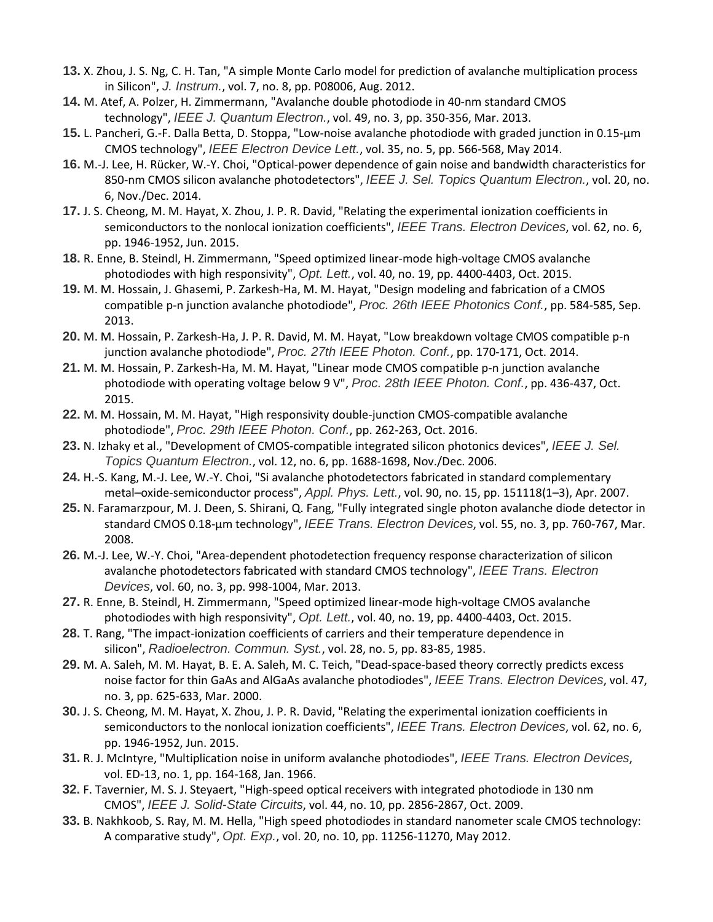13. X. Zhou, J. S. Ng, C. H. Tan, "A simple Monte Carlo model for prediction of avalanche multiplication process in Silicon", *J. Instrum.*, vol. 7, no. 8, pp. P08006, Aug. 2012.

14. M. Atef, A. Polzer, H. Zimmermann, "Avalanche double photodiode in 40-nm standard CMOS technology", *IEEE J. Quantum Electron.*, vol. 49, no. 3, pp. 350-356, Mar. 2013.

15. L. Pancheri, G.-F. Dalla Betta, D. Stoppa, "Low-noise avalanche photodiode with graded junction in 0.15-μm CMOS technology", *IEEE Electron Device Lett.*, vol. 35, no. 5, pp. 566-568, May 2014.

16. M.-J. Lee, H. Rücker, W.-Y. Choi, "Optical-power dependence of gain noise and bandwidth characteristics for 850-nm CMOS silicon avalanche photodetectors", *IEEE J. Sel. Topics Quantum Electron.*, vol. 20, no. 6, Nov./Dec. 2014.

17. J. S. Cheong, M. M. Hayat, X. Zhou, J. P. R. David, "Relating the experimental ionization coefficients in semiconductors to the nonlocal ionization coefficients", *IEEE Trans. Electron Devices*, vol. 62, no. 6, pp. 1946-1952, Jun. 2015.

18. R. Enne, B. Steindl, H. Zimmermann, "Speed optimized linear-mode high-voltage CMOS avalanche photodiodes with high responsivity", *Opt. Lett.*, vol. 40, no. 19, pp. 4400-4403, Oct. 2015.

19. M. M. Hossain, J. Ghasemi, P. Zarkesh-Ha, M. M. Hayat, "Design modeling and fabrication of a CMOS compatible p-n junction avalanche photodiode", *Proc. 26th IEEE Photonics Conf.*, pp. 584-585, Sep. 2013.

20. M. M. Hossain, P. Zarkesh-Ha, J. P. R. David, M. M. Hayat, "Low breakdown voltage CMOS compatible p-n junction avalanche photodiode", *Proc. 27th IEEE Photon. Conf.*, pp. 170-171, Oct. 2014.

21. M. M. Hossain, P. Zarkesh-Ha, M. M. Hayat, "Linear mode CMOS compatible p-n junction avalanche photodiode with operating voltage below 9 V", *Proc. 28th IEEE Photon. Conf.*, pp. 436-437, Oct. 2015.

22. M. M. Hossain, M. M. Hayat, "High responsivity double-junction CMOS-compatible avalanche photodiode", *Proc. 29th IEEE Photon. Conf.*, pp. 262-263, Oct. 2016.

23. N. Izhaky et al., "Development of CMOS-compatible integrated silicon photonics devices", *IEEE J. Sel. Topics Quantum Electron.*, vol. 12, no. 6, pp. 1688-1698, Nov./Dec. 2006.

24. H.-S. Kang, M.-J. Lee, W.-Y. Choi, "Si avalanche photodetectors fabricated in standard complementary metal–oxide-semiconductor process", *Appl. Phys. Lett.*, vol. 90, no. 15, pp. 151118(1–3), Apr. 2007.

25. N. Faramarzpour, M. J. Deen, S. Shirani, Q. Fang, "Fully integrated single photon avalanche diode detector in standard CMOS 0.18-μm technology", *IEEE Trans. Electron Devices*, vol. 55, no. 3, pp. 760-767, Mar. 2008.

26. M.-J. Lee, W.-Y. Choi, "Area-dependent photodetection frequency response characterization of silicon avalanche photodetectors fabricated with standard CMOS technology", *IEEE Trans. Electron Devices*, vol. 60, no. 3, pp. 998-1004, Mar. 2013.

27. R. Enne, B. Steindl, H. Zimmermann, "Speed optimized linear-mode high-voltage CMOS avalanche photodiodes with high responsivity", *Opt. Lett.*, vol. 40, no. 19, pp. 4400-4403, Oct. 2015.

28. T. Rang, "The impact-ionization coefficients of carriers and their temperature dependence in silicon", *Radioelectron. Commun. Syst.*, vol. 28, no. 5, pp. 83-85, 1985.

29. M. A. Saleh, M. M. Hayat, B. E. A. Saleh, M. C. Teich, "Dead-space-based theory correctly predicts excess noise factor for thin GaAs and AlGaAs avalanche photodiodes", *IEEE Trans. Electron Devices*, vol. 47, no. 3, pp. 625-633, Mar. 2000.

30. J. S. Cheong, M. M. Hayat, X. Zhou, J. P. R. David, "Relating the experimental ionization coefficients in semiconductors to the nonlocal ionization coefficients", *IEEE Trans. Electron Devices*, vol. 62, no. 6, pp. 1946-1952, Jun. 2015.

31. R. J. McIntyre, "Multiplication noise in uniform avalanche photodiodes", *IEEE Trans. Electron Devices*, vol. ED-13, no. 1, pp. 164-168, Jan. 1966.

32. F. Tavernier, M. S. J. Steyaert, "High-speed optical receivers with integrated photodiode in 130 nm CMOS", *IEEE J. Solid-State Circuits*, vol. 44, no. 10, pp. 2856-2867, Oct. 2009.

33. B. Nakhkoob, S. Ray, M. M. Hella, "High speed photodiodes in standard nanometer scale CMOS technology: A comparative study", *Opt. Exp.*, vol. 20, no. 10, pp. 11256-11270, May 2012.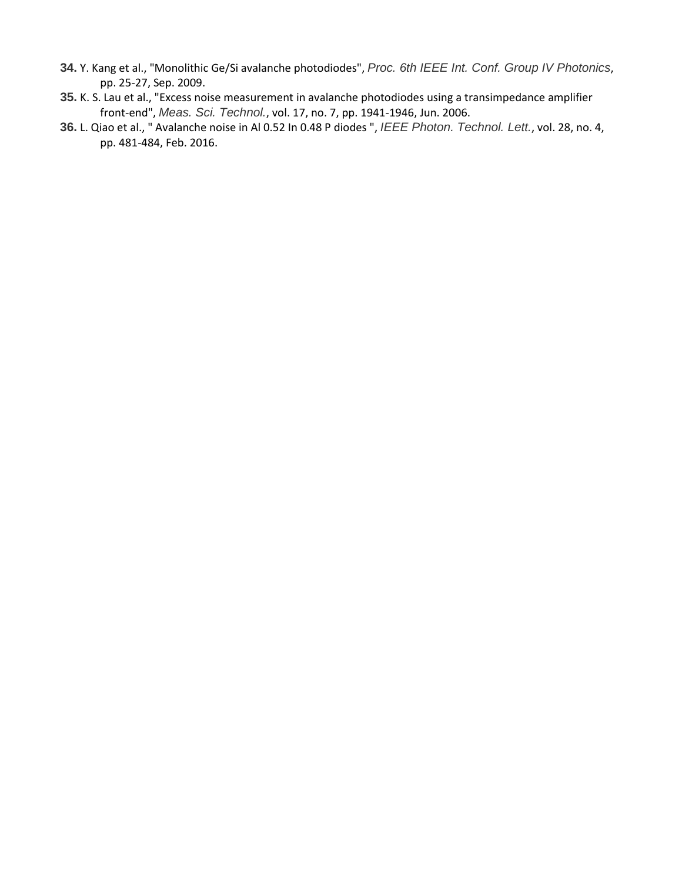**34.** Y. Kang et al., "Monolithic Ge/Si avalanche photodiodes", *Proc. 6th IEEE Int. Conf. Group IV Photonics*, pp. 25-27, Sep. 2009.

**35.** K. S. Lau et al., "Excess noise measurement in avalanche photodiodes using a transimpedance amplifier front-end", *Meas. Sci. Technol.*, vol. 17, no. 7, pp. 1941-1946, Jun. 2006.

**36.** L. Qiao et al., " Avalanche noise in $Al_{0.52}In_{0.48}P$ diodes ", *IEEE Photon. Technol. Lett.*, vol. 28, no. 4, pp. 481-484, Feb. 2016.